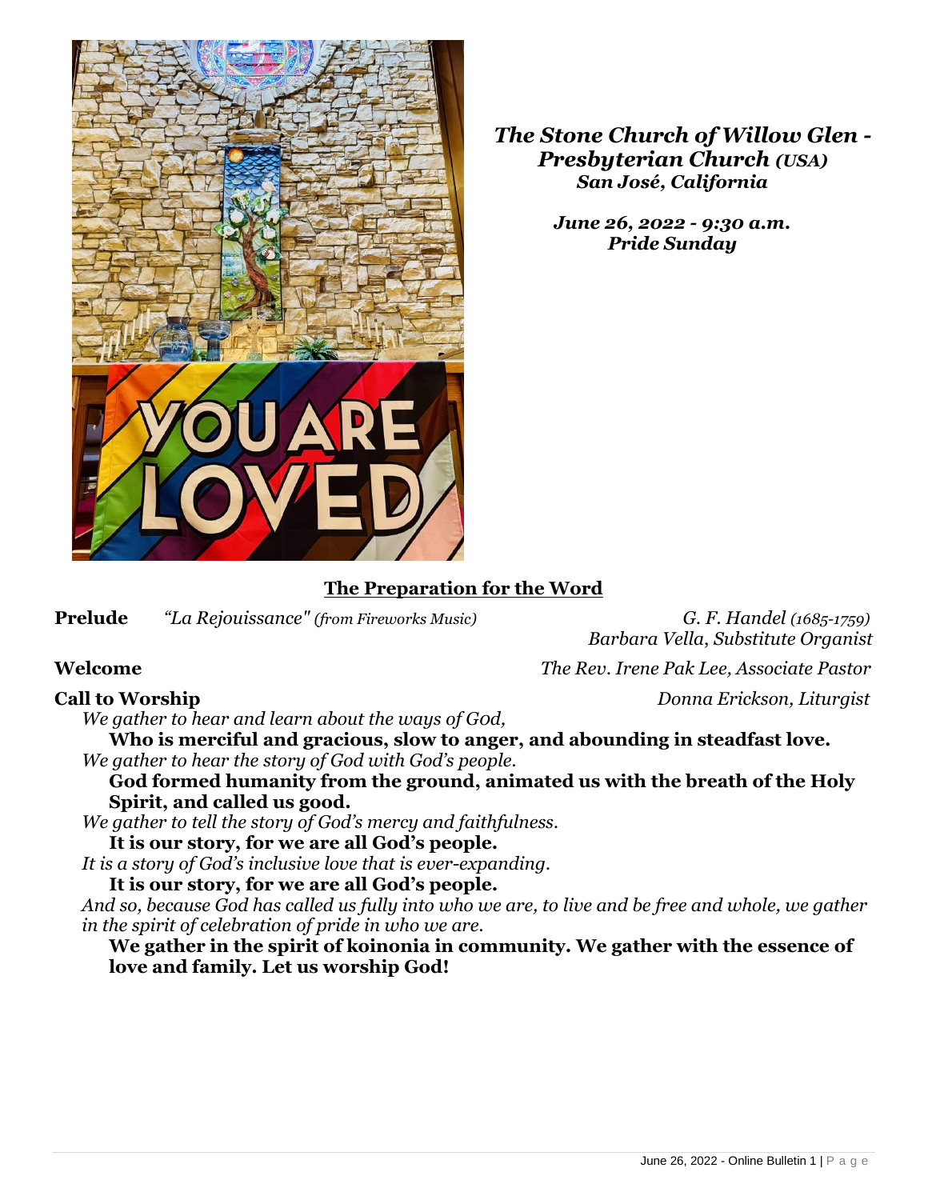*The Stone Church of Willow Glen - Presbyterian Church (USA)*
*San José, California*

*June 26, 2022 - 9:30 a.m.*
*Pride Sunday*

## The Preparation for the Word

**Prelude** *"La Rejouissance" (from Fireworks Music)* *G. F. Handel (1685-1759)*
*Barbara Vella, Substitute Organist*

**Welcome** *The Rev. Irene Pak Lee, Associate Pastor*

**Call to Worship** *Donna Erickson, Liturgist*

*We gather to hear and learn about the ways of God,*

**Who is merciful and gracious, slow to anger, and abounding in steadfast love.**

*We gather to hear the story of God with God's people.*

**God formed humanity from the ground, animated us with the breath of the Holy Spirit, and called us good.**

*We gather to tell the story of God's mercy and faithfulness.*

**It is our story, for we are all God's people.**

*It is a story of God's inclusive love that is ever-expanding.*

**It is our story, for we are all God's people.**

*And so, because God has called us fully into who we are, to live and be free and whole, we gather in the spirit of celebration of pride in who we are.*

**We gather in the spirit of koinonia in community. We gather with the essence of love and family. Let us worship God!**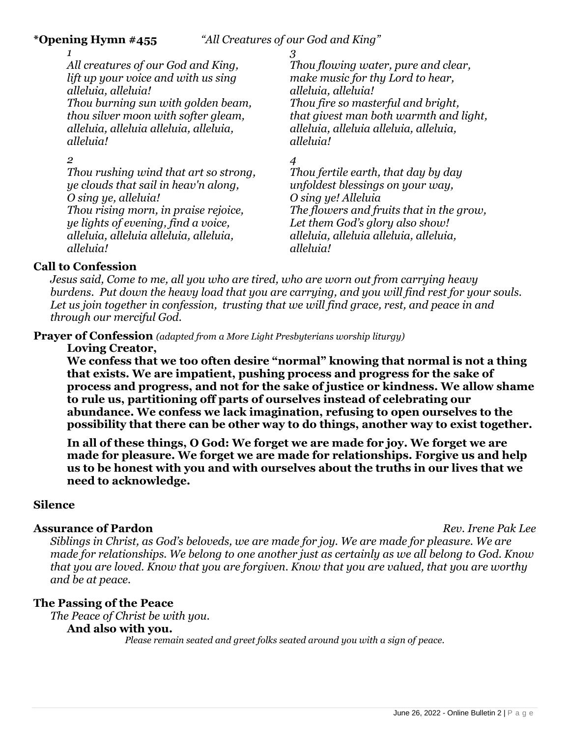**\*Opening Hymn #455** *"All Creatures of our God and King"*

*1*
*All creatures of our God and King,*
*lift up your voice and with us sing*
*alleluia, alleluia!*
*Thou burning sun with golden beam,*
*thou silver moon with softer gleam,*
*alleluia, alleluia alleluia, alleluia,*
*alleluia!*

*2*
*Thou rushing wind that art so strong,*
*ye clouds that sail in heav'n along,*
*O sing ye, alleluia!*
*Thou rising morn, in praise rejoice,*
*ye lights of evening, find a voice,*
*alleluia, alleluia alleluia, alleluia,*
*alleluia!*

*3*
*Thou flowing water, pure and clear,*
*make music for thy Lord to hear,*
*alleluia, alleluia!*
*Thou fire so masterful and bright,*
*that givest man both warmth and light,*
*alleluia, alleluia alleluia, alleluia,*
*alleluia!*

*4*
*Thou fertile earth, that day by day*
*unfoldest blessings on your way,*
*O sing ye! Alleluia*
*The flowers and fruits that in the grow,*
*Let them God's glory also show!*
*alleluia, alleluia alleluia, alleluia,*
*alleluia!*

**Call to Confession**

*Jesus said, Come to me, all you who are tired, who are worn out from carrying heavy burdens. Put down the heavy load that you are carrying, and you will find rest for your souls. Let us join together in confession, trusting that we will find grace, rest, and peace in and through our merciful God.*

**Prayer of Confession** *(adapted from a More Light Presbyterians worship liturgy)*

**Loving Creator,**

**We confess that we too often desire "normal" knowing that normal is not a thing that exists. We are impatient, pushing process and progress for the sake of process and progress, and not for the sake of justice or kindness. We allow shame to rule us, partitioning off parts of ourselves instead of celebrating our abundance. We confess we lack imagination, refusing to open ourselves to the possibility that there can be other way to do things, another way to exist together.**

**In all of these things, O God: We forget we are made for joy. We forget we are made for pleasure. We forget we are made for relationships. Forgive us and help us to be honest with you and with ourselves about the truths in our lives that we need to acknowledge.**

**Silence**

**Assurance of Pardon** *Rev. Irene Pak Lee*

*Siblings in Christ, as God's beloveds, we are made for joy. We are made for pleasure. We are made for relationships. We belong to one another just as certainly as we all belong to God. Know that you are loved. Know that you are forgiven. Know that you are valued, that you are worthy and be at peace.*

**The Passing of the Peace**

*The Peace of Christ be with you.*

**And also with you.**

*Please remain seated and greet folks seated around you with a sign of peace.*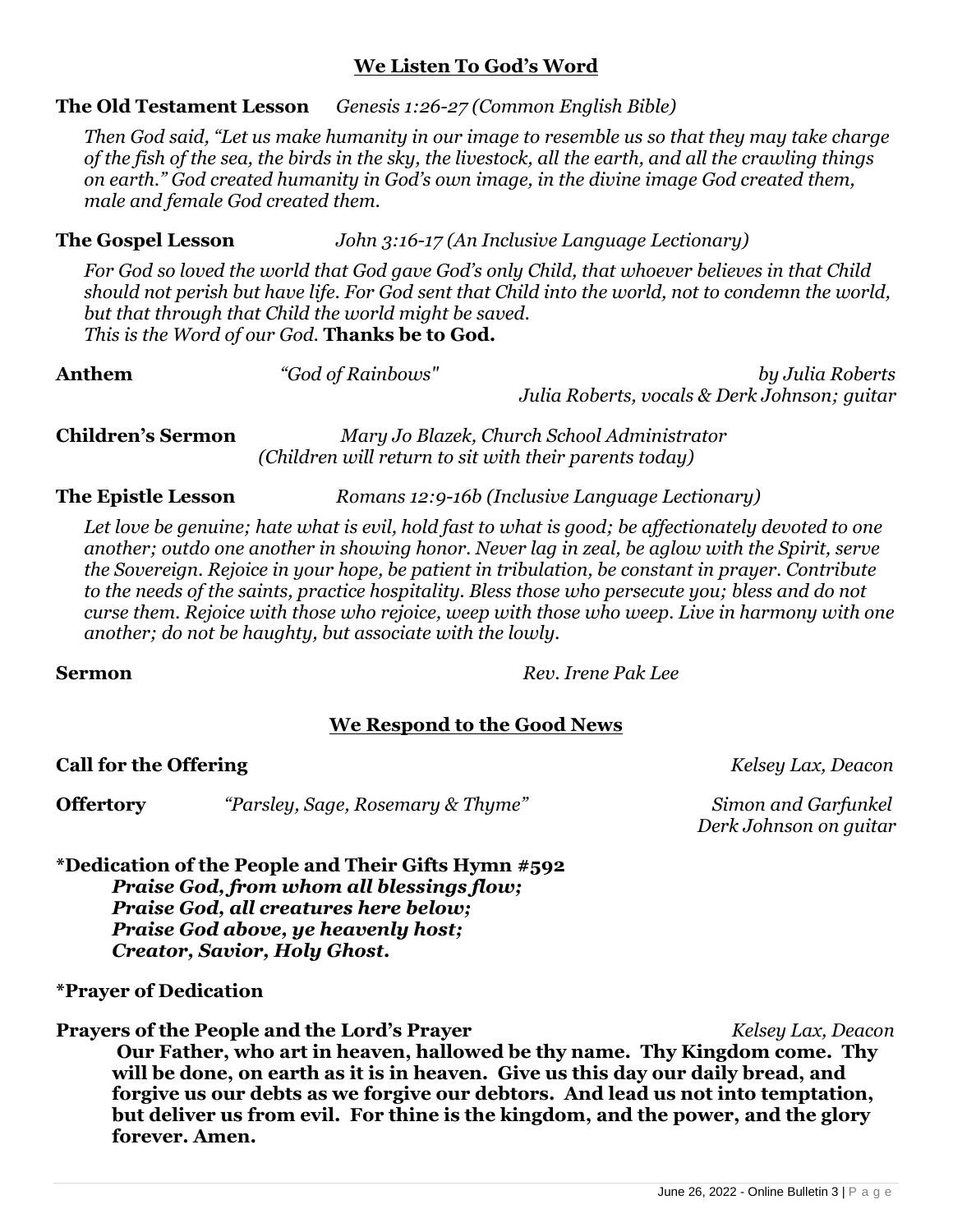## We Listen To God's Word

**The Old Testament Lesson** *Genesis 1:26-27 (Common English Bible)*

*Then God said, "Let us make humanity in our image to resemble us so that they may take charge of the fish of the sea, the birds in the sky, the livestock, all the earth, and all the crawling things on earth." God created humanity in God's own image, in the divine image God created them, male and female God created them.*

**The Gospel Lesson** *John 3:16-17 (An Inclusive Language Lectionary)*

*For God so loved the world that God gave God's only Child, that whoever believes in that Child should not perish but have life. For God sent that Child into the world, not to condemn the world, but that through that Child the world might be saved.*
*This is the Word of our God.* **Thanks be to God.**

**Anthem** *"God of Rainbows"* *by Julia Roberts*
*Julia Roberts, vocals & Derk Johnson; guitar*

**Children's Sermon** *Mary Jo Blazek, Church School Administrator*
*(Children will return to sit with their parents today)*

**The Epistle Lesson** *Romans 12:9-16b (Inclusive Language Lectionary)*

*Let love be genuine; hate what is evil, hold fast to what is good; be affectionately devoted to one another; outdo one another in showing honor. Never lag in zeal, be aglow with the Spirit, serve the Sovereign. Rejoice in your hope, be patient in tribulation, be constant in prayer. Contribute to the needs of the saints, practice hospitality. Bless those who persecute you; bless and do not curse them. Rejoice with those who rejoice, weep with those who weep. Live in harmony with one another; do not be haughty, but associate with the lowly.*

**Sermon** *Rev. Irene Pak Lee*

## We Respond to the Good News

**Call for the Offering** *Kelsey Lax, Deacon*

**Offertory** *"Parsley, Sage, Rosemary & Thyme"* *Simon and Garfunkel*
*Derk Johnson on guitar*

**\*Dedication of the People and Their Gifts Hymn #592**
***Praise God, from whom all blessings flow;***
***Praise God, all creatures here below;***
***Praise God above, ye heavenly host;***
***Creator, Savior, Holy Ghost.***

**\*Prayer of Dedication**

**Prayers of the People and the Lord's Prayer** *Kelsey Lax, Deacon*
**Our Father, who art in heaven, hallowed be thy name. Thy Kingdom come. Thy will be done, on earth as it is in heaven. Give us this day our daily bread, and forgive us our debts as we forgive our debtors. And lead us not into temptation, but deliver us from evil. For thine is the kingdom, and the power, and the glory forever. Amen.**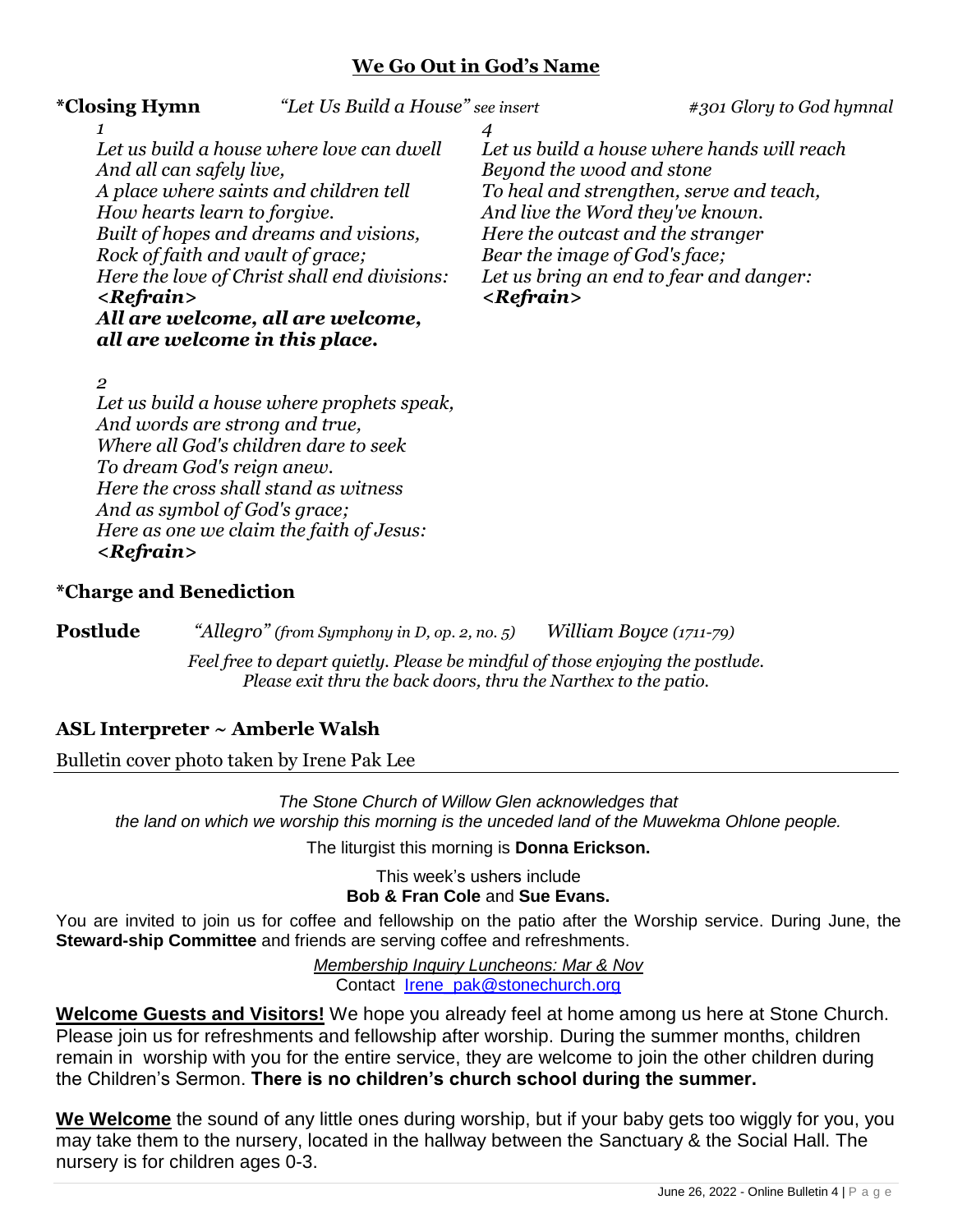## We Go Out in God's Name

**\*Closing Hymn** *"Let Us Build a House" see insert* *#301 Glory to God hymnal*

*1*
*Let us build a house where love can dwell*
*And all can safely live,*
*A place where saints and children tell*
*How hearts learn to forgive.*
*Built of hopes and dreams and visions,*
*Rock of faith and vault of grace;*
*Here the love of Christ shall end divisions:*
***<Refrain>***
***All are welcome, all are welcome,***
***all are welcome in this place.***

*2*
*Let us build a house where prophets speak,*
*And words are strong and true,*
*Where all God's children dare to seek*
*To dream God's reign anew.*
*Here the cross shall stand as witness*
*And as symbol of God's grace;*
*Here as one we claim the faith of Jesus:*
***<Refrain>***

*4*
*Let us build a house where hands will reach*
*Beyond the wood and stone*
*To heal and strengthen, serve and teach,*
*And live the Word they've known.*
*Here the outcast and the stranger*
*Bear the image of God's face;*
*Let us bring an end to fear and danger:*
***<Refrain>***

**\*Charge and Benediction**

**Postlude** *"Allegro" (from Symphony in D, op. 2, no. 5)* *William Boyce (1711-79)*

*Feel free to depart quietly. Please be mindful of those enjoying the postlude.*
*Please exit thru the back doors, thru the Narthex to the patio.*

**ASL Interpreter ~ Amberle Walsh**

Bulletin cover photo taken by Irene Pak Lee

*The Stone Church of Willow Glen acknowledges that*
*the land on which we worship this morning is the unceded land of the Muwekma Ohlone people.*

The liturgist this morning is **Donna Erickson.**

This week's ushers include
**Bob & Fran Cole** and **Sue Evans.**

You are invited to join us for coffee and fellowship on the patio after the Worship service. During June, the **Steward-ship Committee** and friends are serving coffee and refreshments.

*Membership Inquiry Luncheons: Mar & Nov*
Contact Irene_pak@stonechurch.org

**Welcome Guests and Visitors!** We hope you already feel at home among us here at Stone Church. Please join us for refreshments and fellowship after worship. During the summer months, children remain in worship with you for the entire service, they are welcome to join the other children during the Children's Sermon. **There is no children's church school during the summer.**

**We Welcome** the sound of any little ones during worship, but if your baby gets too wiggly for you, you may take them to the nursery, located in the hallway between the Sanctuary & the Social Hall. The nursery is for children ages 0-3.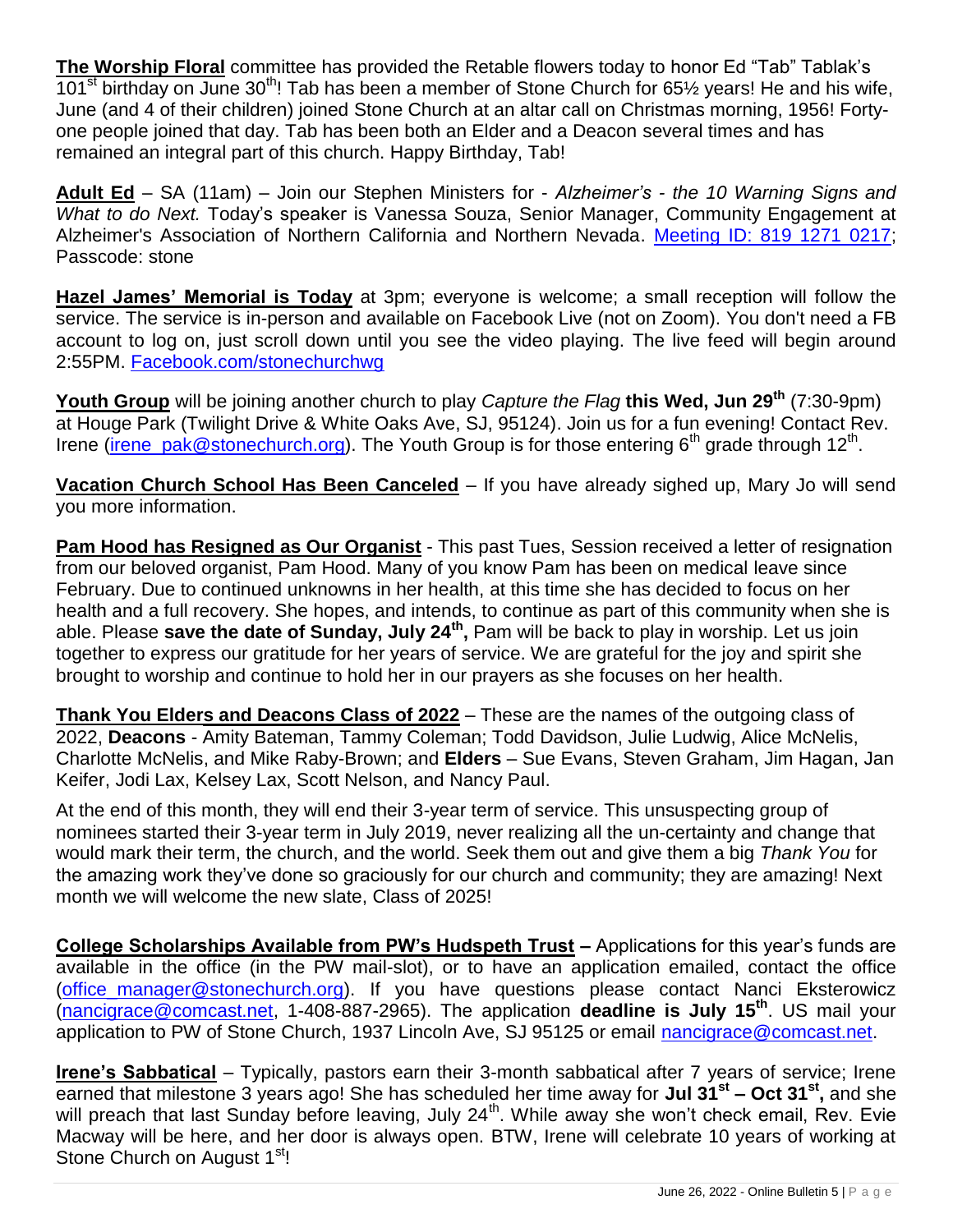**The Worship Floral** committee has provided the Retable flowers today to honor Ed "Tab" Tablak's 101st birthday on June 30th! Tab has been a member of Stone Church for 65½ years! He and his wife, June (and 4 of their children) joined Stone Church at an altar call on Christmas morning, 1956! Forty-one people joined that day. Tab has been both an Elder and a Deacon several times and has remained an integral part of this church. Happy Birthday, Tab!

**Adult Ed** – SA (11am) – Join our Stephen Ministers for - *Alzheimer's - the 10 Warning Signs and What to do Next.* Today's speaker is Vanessa Souza, Senior Manager, Community Engagement at Alzheimer's Association of Northern California and Northern Nevada. Meeting ID: 819 1271 0217; Passcode: stone

**Hazel James' Memorial is Today** at 3pm; everyone is welcome; a small reception will follow the service. The service is in-person and available on Facebook Live (not on Zoom). You don't need a FB account to log on, just scroll down until you see the video playing. The live feed will begin around 2:55PM. Facebook.com/stonechurchwg

**Youth Group** will be joining another church to play *Capture the Flag* **this Wed, Jun 29th** (7:30-9pm) at Houge Park (Twilight Drive & White Oaks Ave, SJ, 95124). Join us for a fun evening! Contact Rev. Irene (irene_pak@stonechurch.org). The Youth Group is for those entering 6th grade through 12th.

**Vacation Church School Has Been Canceled** – If you have already sighed up, Mary Jo will send you more information.

**Pam Hood has Resigned as Our Organist** - This past Tues, Session received a letter of resignation from our beloved organist, Pam Hood. Many of you know Pam has been on medical leave since February. Due to continued unknowns in her health, at this time she has decided to focus on her health and a full recovery. She hopes, and intends, to continue as part of this community when she is able. Please **save the date of Sunday, July 24th,** Pam will be back to play in worship. Let us join together to express our gratitude for her years of service. We are grateful for the joy and spirit she brought to worship and continue to hold her in our prayers as she focuses on her health.

**Thank You Elders and Deacons Class of 2022** – These are the names of the outgoing class of 2022, **Deacons** - Amity Bateman, Tammy Coleman; Todd Davidson, Julie Ludwig, Alice McNelis, Charlotte McNelis, and Mike Raby-Brown; and **Elders** – Sue Evans, Steven Graham, Jim Hagan, Jan Keifer, Jodi Lax, Kelsey Lax, Scott Nelson, and Nancy Paul.

At the end of this month, they will end their 3-year term of service. This unsuspecting group of nominees started their 3-year term in July 2019, never realizing all the un-certainty and change that would mark their term, the church, and the world. Seek them out and give them a big *Thank You* for the amazing work they've done so graciously for our church and community; they are amazing! Next month we will welcome the new slate, Class of 2025!

**College Scholarships Available from PW's Hudspeth Trust –** Applications for this year's funds are available in the office (in the PW mail-slot), or to have an application emailed, contact the office (office_manager@stonechurch.org). If you have questions please contact Nanci Eksterowicz (nancigrace@comcast.net, 1-408-887-2965). The application **deadline is July 15th**. US mail your application to PW of Stone Church, 1937 Lincoln Ave, SJ 95125 or email nancigrace@comcast.net.

**Irene's Sabbatical** – Typically, pastors earn their 3-month sabbatical after 7 years of service; Irene earned that milestone 3 years ago! She has scheduled her time away for **Jul 31st – Oct 31st,** and she will preach that last Sunday before leaving, July 24th. While away she won't check email, Rev. Evie Macway will be here, and her door is always open. BTW, Irene will celebrate 10 years of working at Stone Church on August 1st!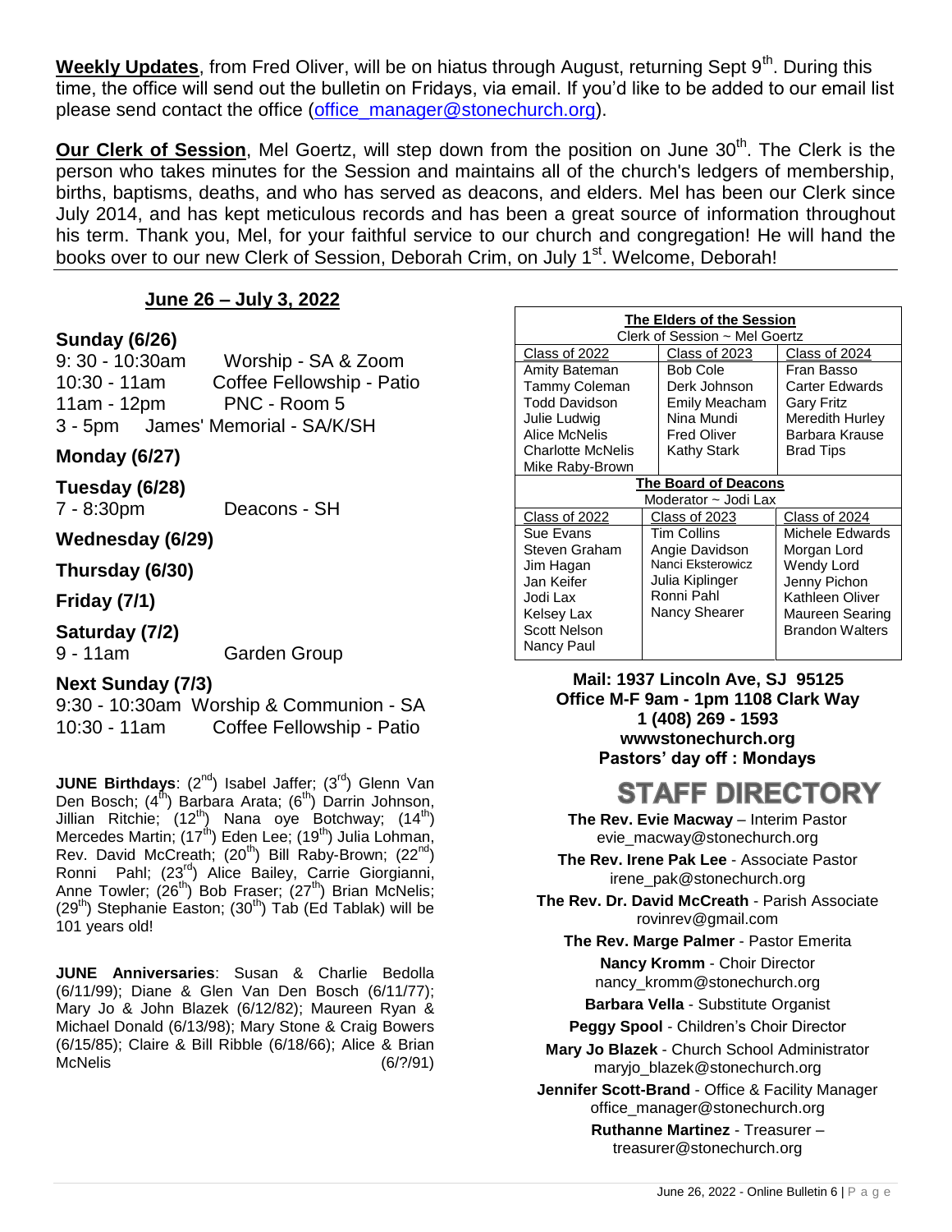**Weekly Updates**, from Fred Oliver, will be on hiatus through August, returning Sept 9th. During this time, the office will send out the bulletin on Fridays, via email. If you'd like to be added to our email list please send contact the office (office_manager@stonechurch.org).

**Our Clerk of Session**, Mel Goertz, will step down from the position on June 30th. The Clerk is the person who takes minutes for the Session and maintains all of the church's ledgers of membership, births, baptisms, deaths, and who has served as deacons, and elders. Mel has been our Clerk since July 2014, and has kept meticulous records and has been a great source of information throughout his term. Thank you, Mel, for your faithful service to our church and congregation! He will hand the books over to our new Clerk of Session, Deborah Crim, on July 1st. Welcome, Deborah!

## June 26 – July 3, 2022

**Sunday (6/26)**
9: 30 - 10:30am Worship - SA & Zoom
10:30 - 11am Coffee Fellowship - Patio
11am - 12pm PNC - Room 5
3 - 5pm James' Memorial - SA/K/SH

**Monday (6/27)**

**Tuesday (6/28)**
7 - 8:30pm Deacons - SH

**Wednesday (6/29)**

**Thursday (6/30)**

**Friday (7/1)**

**Saturday (7/2)**
9 - 11am Garden Group

**Next Sunday (7/3)**
9:30 - 10:30am Worship & Communion - SA
10:30 - 11am Coffee Fellowship - Patio

**JUNE Birthdays**: (2nd) Isabel Jaffer; (3rd) Glenn Van Den Bosch; (4th) Barbara Arata; (6th) Darrin Johnson, Jillian Ritchie; (12th) Nana oye Botchway; (14th) Mercedes Martin; (17th) Eden Lee; (19th) Julia Lohman, Rev. David McCreath; (20th) Bill Raby-Brown; (22nd) Ronni Pahl; (23rd) Alice Bailey, Carrie Giorgianni, Anne Towler; (26th) Bob Fraser; (27th) Brian McNelis; (29th) Stephanie Easton; (30th) Tab (Ed Tablak) will be 101 years old!

**JUNE Anniversaries**: Susan & Charlie Bedolla (6/11/99); Diane & Glen Van Den Bosch (6/11/77); Mary Jo & John Blazek (6/12/82); Maureen Ryan & Michael Donald (6/13/98); Mary Stone & Craig Bowers (6/15/85); Claire & Bill Ribble (6/18/66); Alice & Brian McNelis (6/?/91)

**The Elders of the Session**
Clerk of Session ~ Mel Goertz

| Class of 2022 | Class of 2023 | Class of 2024 |
|---|---|---|
| Amity Bateman | Bob Cole | Fran Basso |
| Tammy Coleman | Derk Johnson | Carter Edwards |
| Todd Davidson | Emily Meacham | Gary Fritz |
| Julie Ludwig | Nina Mundi | Meredith Hurley |
| Alice McNelis | Fred Oliver | Barbara Krause |
| Charlotte McNelis | Kathy Stark | Brad Tips |
| Mike Raby-Brown | | |

**The Board of Deacons**
Moderator ~ Jodi Lax

| Class of 2022 | Class of 2023 | Class of 2024 |
|---|---|---|
| Sue Evans | Tim Collins | Michele Edwards |
| Steven Graham | Angie Davidson | Morgan Lord |
| Jim Hagan | Nanci Eksterowicz | Wendy Lord |
| Jan Keifer | Julia Kiplinger | Jenny Pichon |
| Jodi Lax | Ronni Pahl | Kathleen Oliver |
| Kelsey Lax | Nancy Shearer | Maureen Searing |
| Scott Nelson | | Brandon Walters |
| Nancy Paul | | |

**Mail: 1937 Lincoln Ave, SJ 95125**
**Office M-F 9am - 1pm 1108 Clark Way**
**1 (408) 269 - 1593**
**wwwstonechurch.org**
**Pastors' day off : Mondays**

## STAFF DIRECTORY

**The Rev. Evie Macway** – Interim Pastor
evie_macway@stonechurch.org

**The Rev. Irene Pak Lee** - Associate Pastor
irene_pak@stonechurch.org

**The Rev. Dr. David McCreath** - Parish Associate
rovinrev@gmail.com

**The Rev. Marge Palmer** - Pastor Emerita

**Nancy Kromm** - Choir Director
nancy_kromm@stonechurch.org

**Barbara Vella** - Substitute Organist

**Peggy Spool** - Children's Choir Director

**Mary Jo Blazek** - Church School Administrator
maryjo_blazek@stonechurch.org

**Jennifer Scott-Brand** - Office & Facility Manager
office_manager@stonechurch.org

**Ruthanne Martinez** - Treasurer –
treasurer@stonechurch.org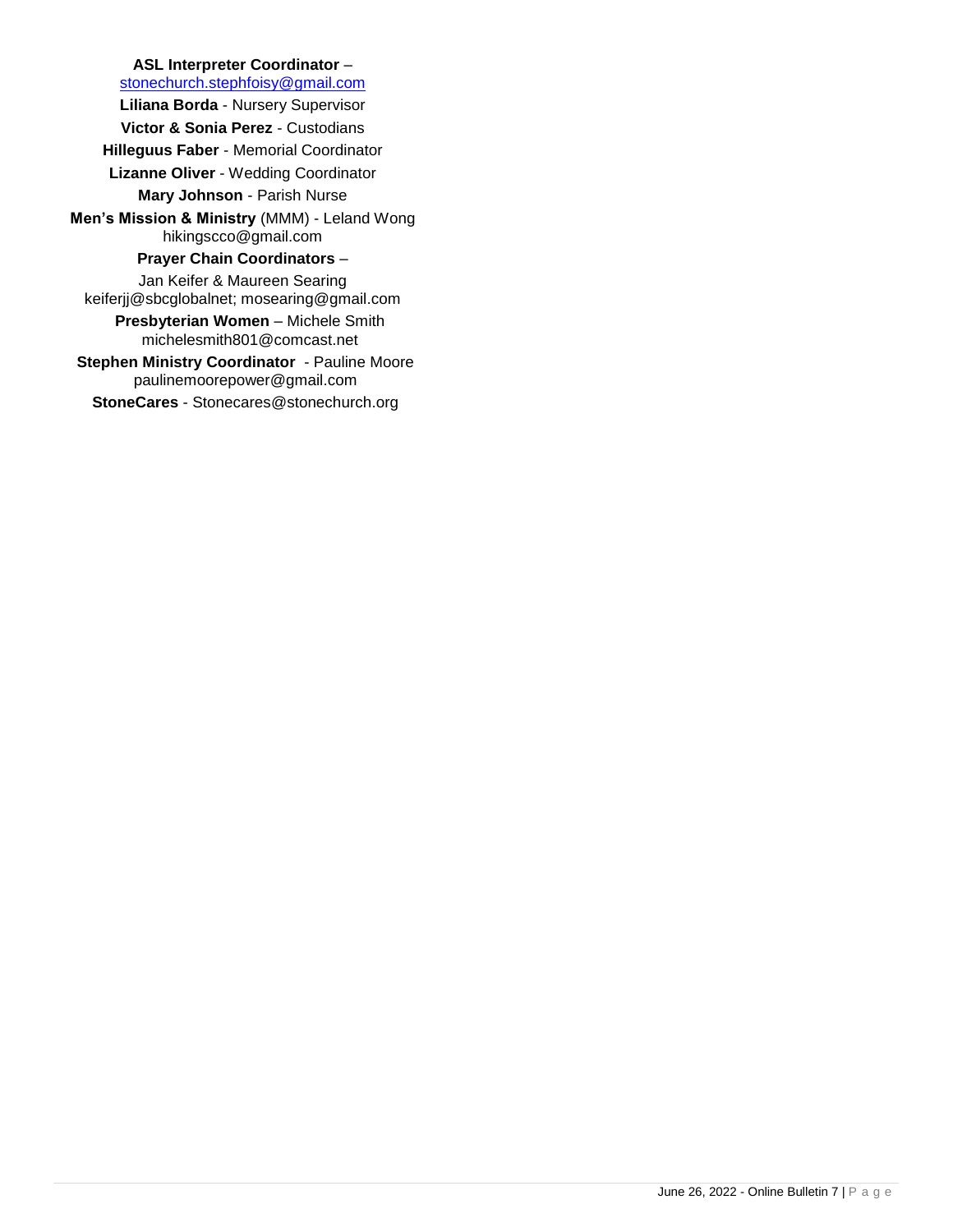**ASL Interpreter Coordinator** –
stonechurch.stephfoisy@gmail.com

**Liliana Borda** - Nursery Supervisor

**Victor & Sonia Perez** - Custodians

**Hilleguus Faber** - Memorial Coordinator

**Lizanne Oliver** - Wedding Coordinator

**Mary Johnson** - Parish Nurse

**Men's Mission & Ministry** (MMM) - Leland Wong
hikingscco@gmail.com

**Prayer Chain Coordinators** –
Jan Keifer & Maureen Searing
keiferjj@sbcglobalnet; mosearing@gmail.com

**Presbyterian Women** – Michele Smith
michelesmith801@comcast.net

**Stephen Ministry Coordinator** - Pauline Moore
paulinemoorepower@gmail.com

**StoneCares** - Stonecares@stonechurch.org